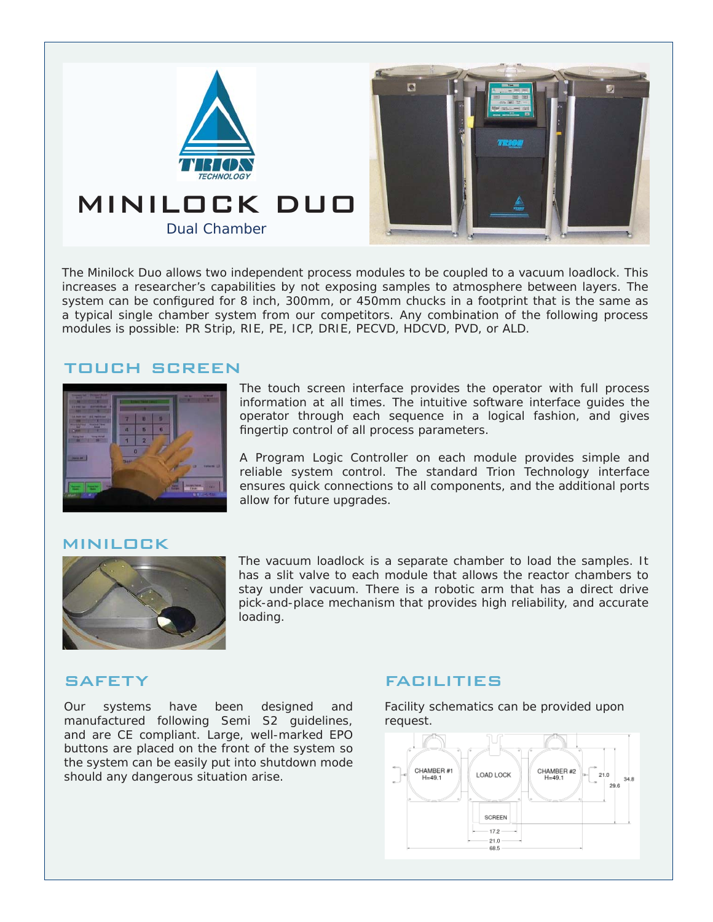# MINILOCK DUO

Dual Chamber

The Minilock Duo allows two independent process modules to be coupled to a vacuum loadlock. This increases a researcher's capabilities by not exposing samples to atmosphere between layers. The system can be configured for 8 inch, 300mm, or 450mm chucks in a footprint that is the same as a typical single chamber system from our competitors. Any combination of the following process modules is possible: PR Strip, RIE, PE, ICP, DRIE, PECVD, HDCVD, PVD, or ALD.

## TOUCH SCREEN

The touch screen interface provides the operator with full process information at all times. The intuitive software interface guides the operator through each sequence in a logical fashion, and gives fingertip control of all process parameters.

A Program Logic Controller on each module provides simple and reliable system control. The standard Trion Technology interface ensures quick connections to all components, and the additional ports allow for future upgrades.

## MINILOCK

The vacuum loadlock is a separate chamber to load the samples. It has a slit valve to each module that allows the reactor chambers to stay under vacuum. There is a robotic arm that has a direct drive pick-and-place mechanism that provides high reliability, and accurate loading.

## SAFETY

Our systems have been designed and manufactured following Semi S2 guidelines, and are CE compliant. Large, well-marked EPO buttons are placed on the front of the system so the system can be easily put into shutdown mode should any dangerous situation arise.

## FACILITIES

Facility schematics can be provided upon request.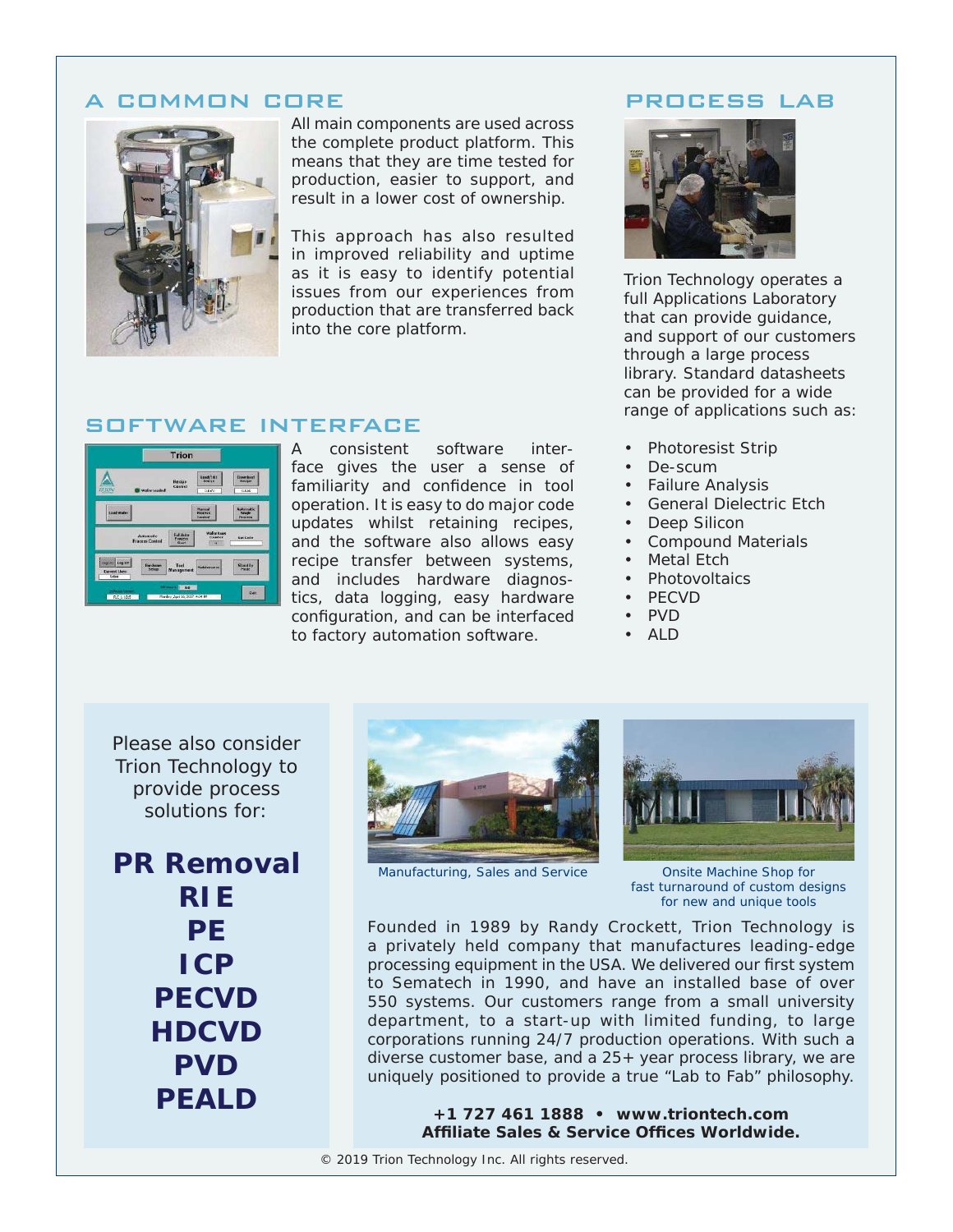## A COMMON CORE

All main components are used across the complete product platform. This means that they are time tested for production, easier to support, and result in a lower cost of ownership.

This approach has also resulted in improved reliability and uptime as it is easy to identify potential issues from our experiences from production that are transferred back into the core platform.

## SOFTWARE INTERFACE

A consistent software interface gives the user a sense of familiarity and confidence in tool operation. It is easy to do major code updates whilst retaining recipes, and the software also allows easy recipe transfer between systems, and includes hardware diagnostics, data logging, easy hardware configuration, and can be interfaced to factory automation software.

## PROCESS LAB

Trion Technology operates a full Applications Laboratory that can provide guidance, and support of our customers through a large process library. Standard datasheets can be provided for a wide range of applications such as:

- Photoresist Strip
- De-scum
- Failure Analysis
- General Dielectric Etch
- Deep Silicon
- Compound Materials
- Metal Etch
- Photovoltaics
- PECVD
- PVD
- ALD

Please also consider Trion Technology to provide process solutions for:

**PR Removal**
**RIE**
**PE**
**ICP**
**PECVD**
**HDCVD**
**PVD**
**PEALD**

Manufacturing, Sales and Service

Onsite Machine Shop for fast turnaround of custom designs for new and unique tools

Founded in 1989 by Randy Crockett, Trion Technology is a privately held company that manufactures leading-edge processing equipment in the USA. We delivered our first system to Sematech in 1990, and have an installed base of over 550 systems. Our customers range from a small university department, to a start-up with limited funding, to large corporations running 24/7 production operations. With such a diverse customer base, and a 25+ year process library, we are uniquely positioned to provide a true “Lab to Fab” philosophy.

**+1 727 461 1888 • www.triontech.com**
**Affiliate Sales & Service Offices Worldwide.**

© 2019 Trion Technology Inc. All rights reserved.